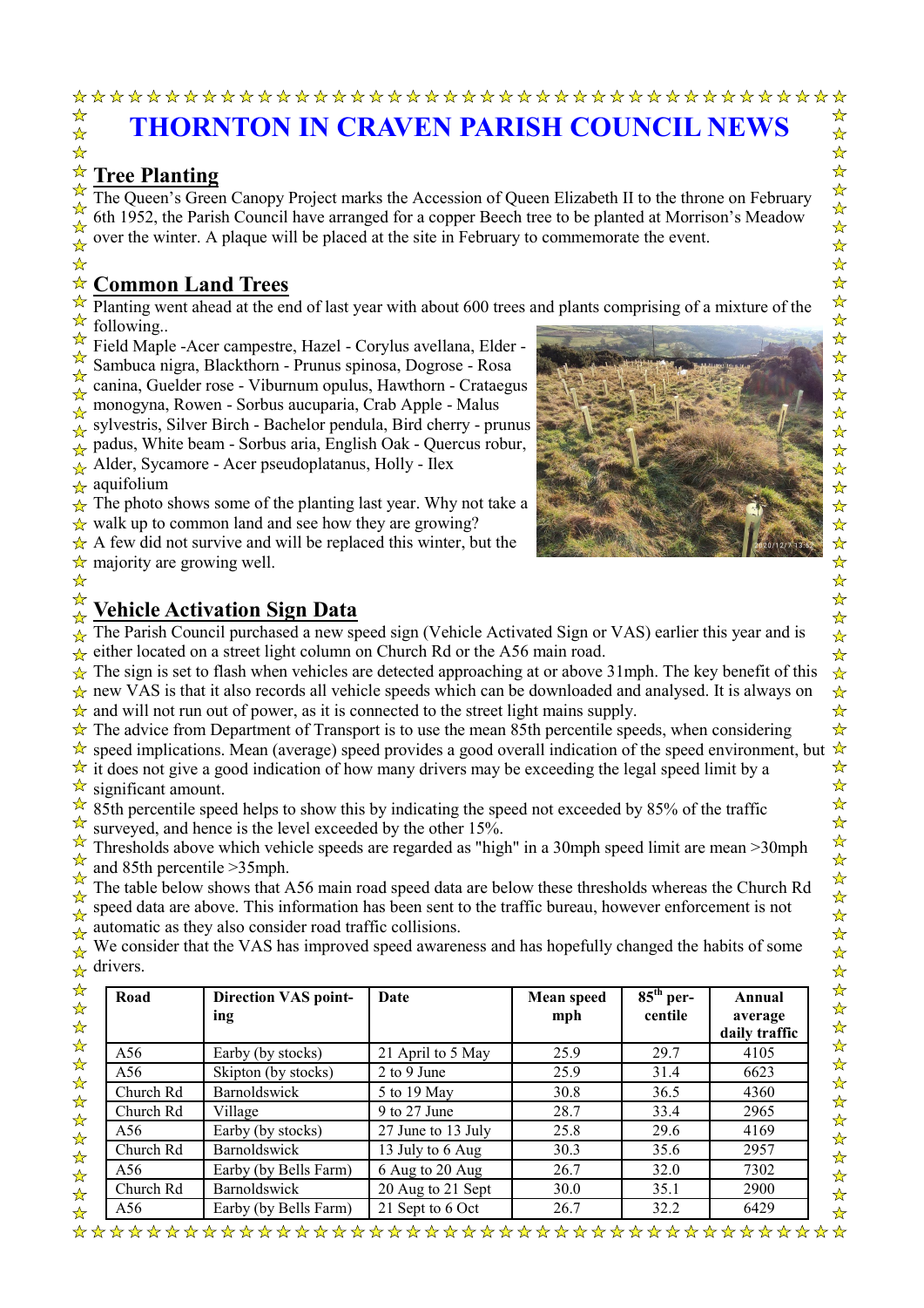# THORNTON IN CRAVEN PARISH COUNCIL NEWS

## Tree Planting

The Queen's Green Canopy Project marks the Accession of Queen Elizabeth II to the throne on February 6th 1952, the Parish Council have arranged for a copper Beech tree to be planted at Morrison's Meadow over the winter. A plaque will be placed at the site in February to commemorate the event.

## Common Land Trees

Planting went ahead at the end of last year with about 600 trees and plants comprising of a mixture of the following..

Field Maple -Acer campestre, Hazel - Corylus avellana, Elder - Sambuca nigra, Blackthorn - Prunus spinosa, Dogrose - Rosa canina, Guelder rose - Viburnum opulus, Hawthorn - Crataegus monogyna, Rowen - Sorbus aucuparia, Crab Apple - Malus sylvestris, Silver Birch - Bachelor pendula, Bird cherry - prunus padus, White beam - Sorbus aria, English Oak - Quercus robur, Alder, Sycamore - Acer pseudoplatanus, Holly - Ilex aquifolium

The photo shows some of the planting last year. Why not take a walk up to common land and see how they are growing?

A few did not survive and will be replaced this winter, but the majority are growing well.

## Vehicle Activation Sign Data

The Parish Council purchased a new speed sign (Vehicle Activated Sign or VAS) earlier this year and is either located on a street light column on Church Rd or the A56 main road.

The sign is set to flash when vehicles are detected approaching at or above 31mph. The key benefit of this new VAS is that it also records all vehicle speeds which can be downloaded and analysed. It is always on and will not run out of power, as it is connected to the street light mains supply.

The advice from Department of Transport is to use the mean 85th percentile speeds, when considering speed implications. Mean (average) speed provides a good overall indication of the speed environment, but it does not give a good indication of how many drivers may be exceeding the legal speed limit by a significant amount.

85th percentile speed helps to show this by indicating the speed not exceeded by 85% of the traffic surveyed, and hence is the level exceeded by the other 15%.

Thresholds above which vehicle speeds are regarded as "high" in a 30mph speed limit are mean >30mph and 85th percentile >35mph.

The table below shows that A56 main road speed data are below these thresholds whereas the Church Rd speed data are above. This information has been sent to the traffic bureau, however enforcement is not automatic as they also consider road traffic collisions.

We consider that the VAS has improved speed awareness and has hopefully changed the habits of some drivers.

| Road | Direction VAS pointing | Date | Mean speed mph | 85th percentile | Annual average daily traffic |
|---|---|---|---|---|---|
| A56 | Earby (by stocks) | 21 April to 5 May | 25.9 | 29.7 | 4105 |
| A56 | Skipton (by stocks) | 2 to 9 June | 25.9 | 31.4 | 6623 |
| Church Rd | Barnoldswick | 5 to 19 May | 30.8 | 36.5 | 4360 |
| Church Rd | Village | 9 to 27 June | 28.7 | 33.4 | 2965 |
| A56 | Earby (by stocks) | 27 June to 13 July | 25.8 | 29.6 | 4169 |
| Church Rd | Barnoldswick | 13 July to 6 Aug | 30.3 | 35.6 | 2957 |
| A56 | Earby (by Bells Farm) | 6 Aug to 20 Aug | 26.7 | 32.0 | 7302 |
| Church Rd | Barnoldswick | 20 Aug to 21 Sept | 30.0 | 35.1 | 2900 |
| A56 | Earby (by Bells Farm) | 21 Sept to 6 Oct | 26.7 | 32.2 | 6429 |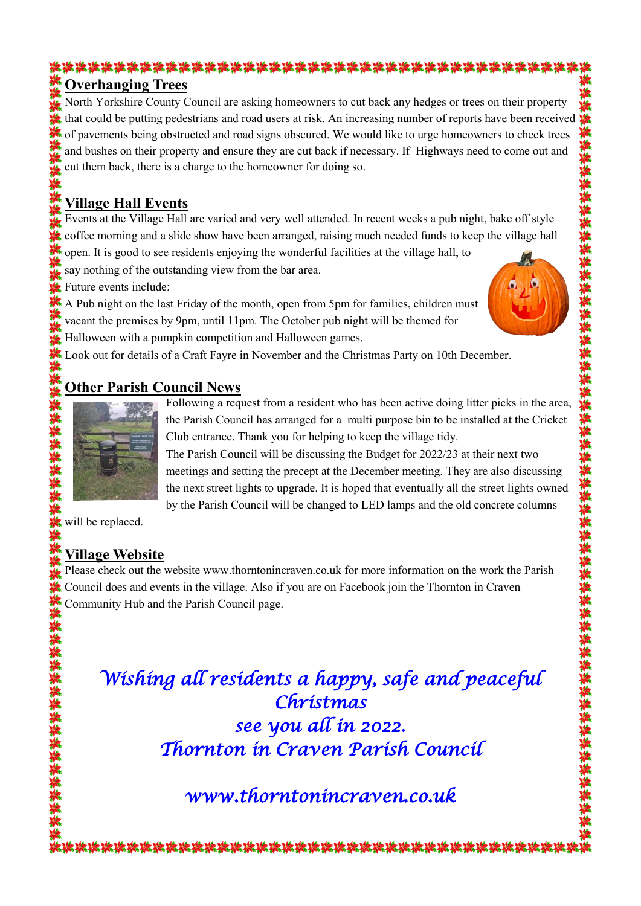## Overhanging Trees

North Yorkshire County Council are asking homeowners to cut back any hedges or trees on their property that could be putting pedestrians and road users at risk. An increasing number of reports have been received of pavements being obstructed and road signs obscured. We would like to urge homeowners to check trees and bushes on their property and ensure they are cut back if necessary. If Highways need to come out and cut them back, there is a charge to the homeowner for doing so.

## Village Hall Events

Events at the Village Hall are varied and very well attended. In recent weeks a pub night, bake off style coffee morning and a slide show have been arranged, raising much needed funds to keep the village hall open. It is good to see residents enjoying the wonderful facilities at the village hall, to say nothing of the outstanding view from the bar area.

Future events include:

A Pub night on the last Friday of the month, open from 5pm for families, children must vacant the premises by 9pm, until 11pm. The October pub night will be themed for Halloween with a pumpkin competition and Halloween games.

Look out for details of a Craft Fayre in November and the Christmas Party on 10th December.

## Other Parish Council News

Following a request from a resident who has been active doing litter picks in the area, the Parish Council has arranged for a multi purpose bin to be installed at the Cricket Club entrance. Thank you for helping to keep the village tidy.

The Parish Council will be discussing the Budget for 2022/23 at their next two meetings and setting the precept at the December meeting. They are also discussing the next street lights to upgrade. It is hoped that eventually all the street lights owned by the Parish Council will be changed to LED lamps and the old concrete columns will be replaced.

## Village Website

Please check out the website www.thorntonincraven.co.uk for more information on the work the Parish Council does and events in the village. Also if you are on Facebook join the Thornton in Craven Community Hub and the Parish Council page.

*Wishing all residents a happy, safe and peaceful Christmas*
*see you all in 2022.*
*Thornton in Craven Parish Council*

*www.thorntonincraven.co.uk*